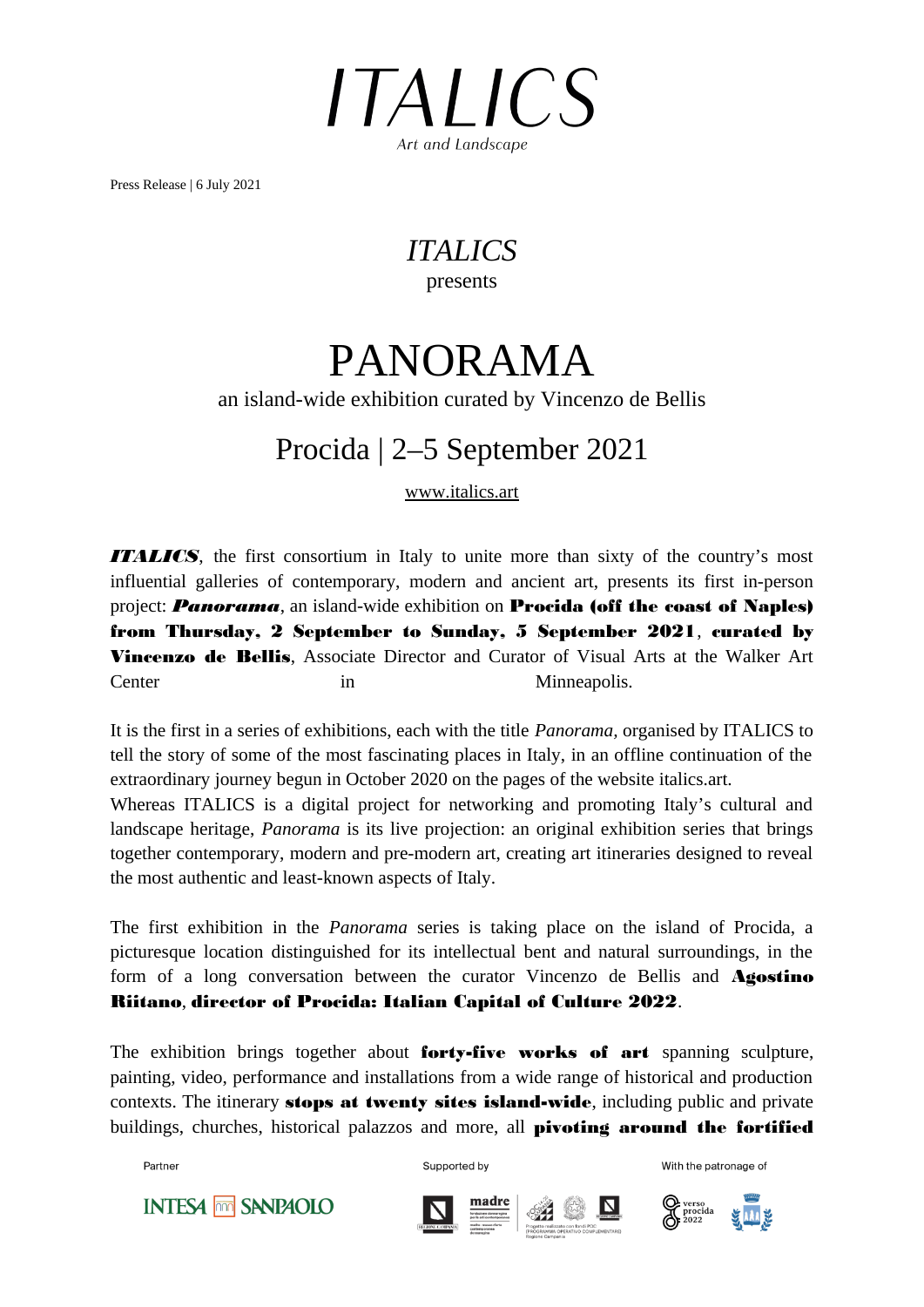# ITALICS

Art and Landscape

Press Release | 6 July 2021

*ITALICS*

presents

# PANORAMA

an island-wide exhibition curated by Vincenzo de Bellis

## Procida | 2–5 September 2021

www.italics.art

***ITALICS***, the first consortium in Italy to unite more than sixty of the country's most influential galleries of contemporary, modern and ancient art, presents its first in-person project: ***Panorama***, an island-wide exhibition on **Procida (off the coast of Naples) from Thursday, 2 September to Sunday, 5 September 2021**, **curated by Vincenzo de Bellis**, Associate Director and Curator of Visual Arts at the Walker Art Center in Minneapolis.

It is the first in a series of exhibitions, each with the title *Panorama*, organised by ITALICS to tell the story of some of the most fascinating places in Italy, in an offline continuation of the extraordinary journey begun in October 2020 on the pages of the website italics.art.
Whereas ITALICS is a digital project for networking and promoting Italy's cultural and landscape heritage, *Panorama* is its live projection: an original exhibition series that brings together contemporary, modern and pre-modern art, creating art itineraries designed to reveal the most authentic and least-known aspects of Italy.

The first exhibition in the *Panorama* series is taking place on the island of Procida, a picturesque location distinguished for its intellectual bent and natural surroundings, in the form of a long conversation between the curator Vincenzo de Bellis and **Agostino Riitano**, **director of Procida: Italian Capital of Culture 2022**.

The exhibition brings together about **forty-five works of art** spanning sculpture, painting, video, performance and installations from a wide range of historical and production contexts. The itinerary **stops at twenty sites island-wide**, including public and private buildings, churches, historical palazzos and more, all **pivoting around the fortified**

Partner

INTESA SANPAOLO

Supported by

With the patronage of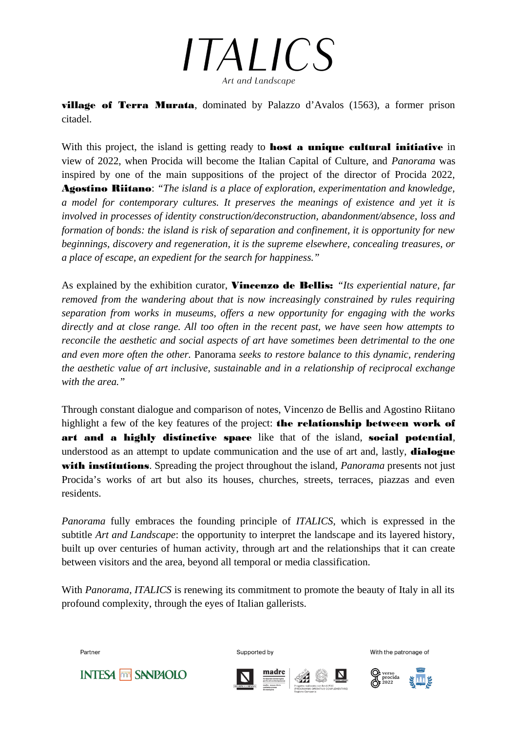**village of Terra Murata**, dominated by Palazzo d'Avalos (1563), a former prison citadel.

With this project, the island is getting ready to **host a unique cultural initiative** in view of 2022, when Procida will become the Italian Capital of Culture, and *Panorama* was inspired by one of the main suppositions of the project of the director of Procida 2022, **Agostino Riitano**: *"The island is a place of exploration, experimentation and knowledge, a model for contemporary cultures. It preserves the meanings of existence and yet it is involved in processes of identity construction/deconstruction, abandonment/absence, loss and formation of bonds: the island is risk of separation and confinement, it is opportunity for new beginnings, discovery and regeneration, it is the supreme elsewhere, concealing treasures, or a place of escape, an expedient for the search for happiness."*

As explained by the exhibition curator, **Vincenzo de Bellis:** *"Its experiential nature, far removed from the wandering about that is now increasingly constrained by rules requiring separation from works in museums, offers a new opportunity for engaging with the works directly and at close range. All too often in the recent past, we have seen how attempts to reconcile the aesthetic and social aspects of art have sometimes been detrimental to the one and even more often the other.* Panorama *seeks to restore balance to this dynamic, rendering the aesthetic value of art inclusive, sustainable and in a relationship of reciprocal exchange with the area."*

Through constant dialogue and comparison of notes, Vincenzo de Bellis and Agostino Riitano highlight a few of the key features of the project: **the relationship between work of art and a highly distinctive space** like that of the island, **social potential**, understood as an attempt to update communication and the use of art and, lastly, **dialogue with institutions**. Spreading the project throughout the island, *Panorama* presents not just Procida's works of art but also its houses, churches, streets, terraces, piazzas and even residents.

*Panorama* fully embraces the founding principle of *ITALICS*, which is expressed in the subtitle *Art and Landscape*: the opportunity to interpret the landscape and its layered history, built up over centuries of human activity, through art and the relationships that it can create between visitors and the area, beyond all temporal or media classification.

With *Panorama*, *ITALICS* is renewing its commitment to promote the beauty of Italy in all its profound complexity, through the eyes of Italian gallerists.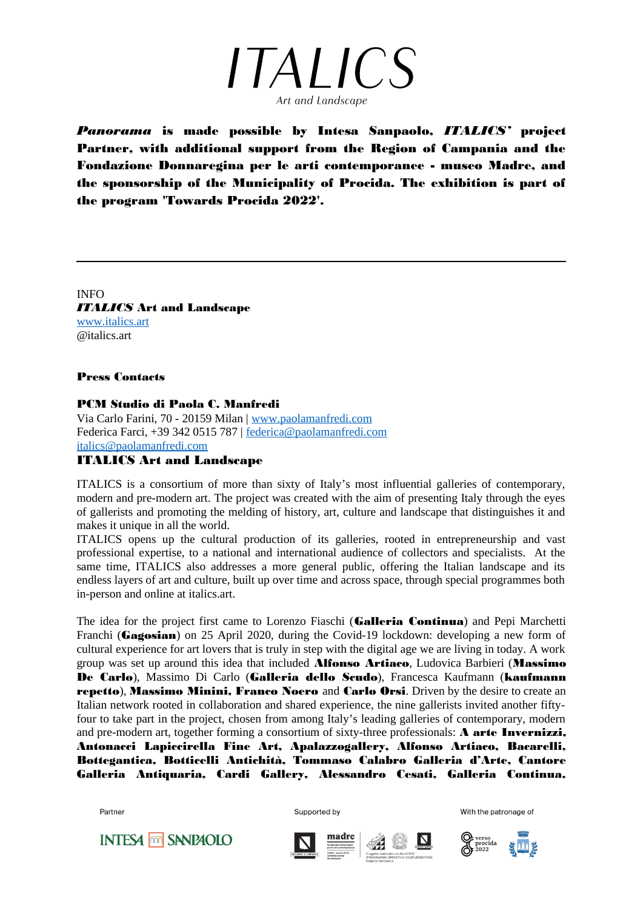# *ITALICS*

Art and Landscape

***Panorama* is made possible by Intesa Sanpaolo, *ITALICS'* project Partner, with additional support from the Region of Campania and the Fondazione Donnaregina per le arti contemporanee - museo Madre, and the sponsorship of the Municipality of Procida. The exhibition is part of the program 'Towards Procida 2022'.**

---

INFO
***ITALICS* Art and Landscape**
[www.italics.art](http://www.italics.art)
@italics.art

**Press Contacts**

**PCM Studio di Paola C. Manfredi**
Via Carlo Farini, 70 - 20159 Milan | [www.paolamanfredi.com](http://www.paolamanfredi.com)
Federica Farci, +39 342 0515 787 | [federica@paolamanfredi.com](mailto:federica@paolamanfredi.com)
[italics@paolamanfredi.com](mailto:italics@paolamanfredi.com)

**ITALICS Art and Landscape**

ITALICS is a consortium of more than sixty of Italy's most influential galleries of contemporary, modern and pre-modern art. The project was created with the aim of presenting Italy through the eyes of gallerists and promoting the melding of history, art, culture and landscape that distinguishes it and makes it unique in all the world.
ITALICS opens up the cultural production of its galleries, rooted in entrepreneurship and vast professional expertise, to a national and international audience of collectors and specialists. At the same time, ITALICS also addresses a more general public, offering the Italian landscape and its endless layers of art and culture, built up over time and across space, through special programmes both in-person and online at italics.art.

The idea for the project first came to Lorenzo Fiaschi (**Galleria Continua**) and Pepi Marchetti Franchi (**Gagosian**) on 25 April 2020, during the Covid-19 lockdown: developing a new form of cultural experience for art lovers that is truly in step with the digital age we are living in today. A work group was set up around this idea that included **Alfonso Artiaco**, Ludovica Barbieri (**Massimo De Carlo**), Massimo Di Carlo (**Galleria dello Scudo**), Francesca Kaufmann (**kaufmann repetto**), **Massimo Minini, Franco Noero** and **Carlo Orsi**. Driven by the desire to create an Italian network rooted in collaboration and shared experience, the nine gallerists invited another fifty-four to take part in the project, chosen from among Italy's leading galleries of contemporary, modern and pre-modern art, together forming a consortium of sixty-three professionals: **A arte Invernizzi, Antonacci Lapiccirella Fine Art, Apalazzogallery, Alfonso Artiaco, Bacarelli, Bottegantica, Botticelli Antichità, Tommaso Calabro Galleria d'Arte, Cantore Galleria Antiquaria, Cardi Gallery, Alessandro Cesati, Galleria Continua,**

Partner — INTESA SANPAOLO
Supported by
With the patronage of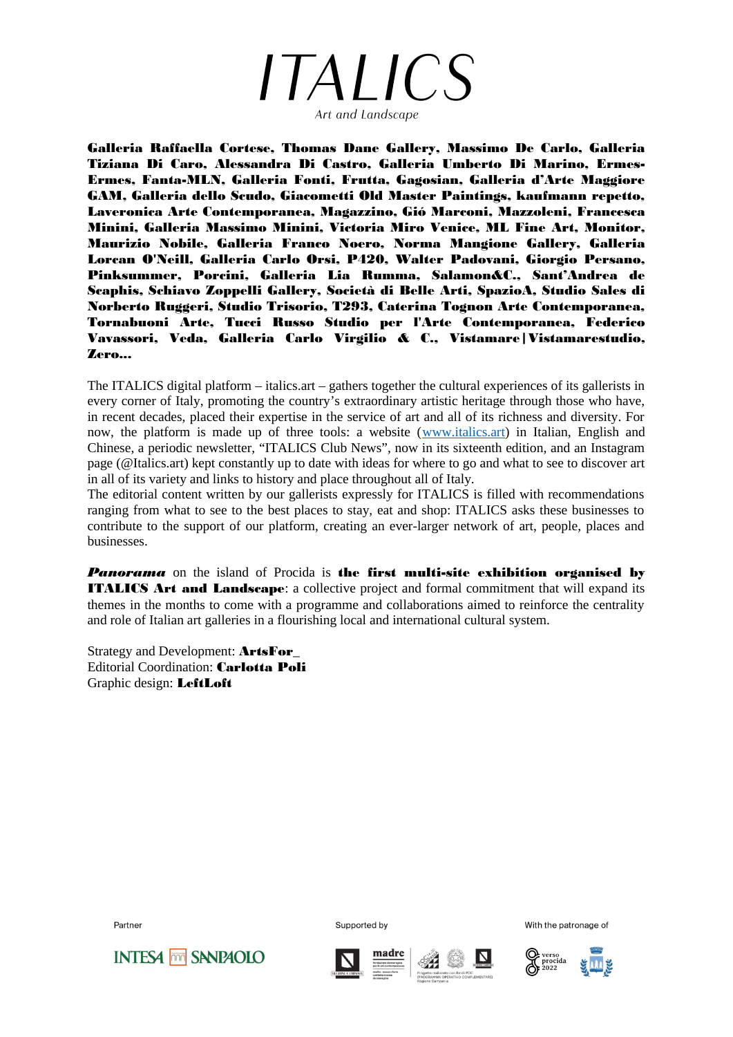# ITALICS

Art and Landscape

**Galleria Raffaella Cortese, Thomas Dane Gallery, Massimo De Carlo, Galleria Tiziana Di Caro, Alessandra Di Castro, Galleria Umberto Di Marino, Ermes-Ermes, Fanta-MLN, Galleria Fonti, Frutta, Gagosian, Galleria d'Arte Maggiore GAM, Galleria dello Scudo, Giacometti Old Master Paintings, kaufmann repetto, Laveronica Arte Contemporanea, Magazzino, Gió Marconi, Mazzoleni, Francesca Minini, Galleria Massimo Minini, Victoria Miro Venice, ML Fine Art, Monitor, Maurizio Nobile, Galleria Franco Noero, Norma Mangione Gallery, Galleria Lorcan O'Neill, Galleria Carlo Orsi, P420, Walter Padovani, Giorgio Persano, Pinksummer, Porcini, Galleria Lia Rumma, Salamon&C., Sant'Andrea de Scaphis, Schiavo Zoppelli Gallery, Società di Belle Arti, SpazioA, Studio Sales di Norberto Ruggeri, Studio Trisorio, T293, Caterina Tognon Arte Contemporanea, Tornabuoni Arte, Tucci Russo Studio per l'Arte Contemporanea, Federico Vavassori, Veda, Galleria Carlo Virgilio & C., Vistamare|Vistamarestudio, Zero...**

The ITALICS digital platform – italics.art – gathers together the cultural experiences of its gallerists in every corner of Italy, promoting the country's extraordinary artistic heritage through those who have, in recent decades, placed their expertise in the service of art and all of its richness and diversity. For now, the platform is made up of three tools: a website (www.italics.art) in Italian, English and Chinese, a periodic newsletter, "ITALICS Club News", now in its sixteenth edition, and an Instagram page (@Italics.art) kept constantly up to date with ideas for where to go and what to see to discover art in all of its variety and links to history and place throughout all of Italy.
The editorial content written by our gallerists expressly for ITALICS is filled with recommendations ranging from what to see to the best places to stay, eat and shop: ITALICS asks these businesses to contribute to the support of our platform, creating an ever-larger network of art, people, places and businesses.

***Panorama*** on the island of Procida is **the first multi-site exhibition organised by ITALICS Art and Landscape**: a collective project and formal commitment that will expand its themes in the months to come with a programme and collaborations aimed to reinforce the centrality and role of Italian art galleries in a flourishing local and international cultural system.

Strategy and Development: **ArtsFor_**
Editorial Coordination: **Carlotta Poli**
Graphic design: **LeftLoft**

Partner

INTESA SANPAOLO

Supported by

madre

Progetto realizzato con fondi POC (PROGRAMMA OPERATIVO COMPLEMENTARE) Regione Campania

With the patronage of

verso procida 2022